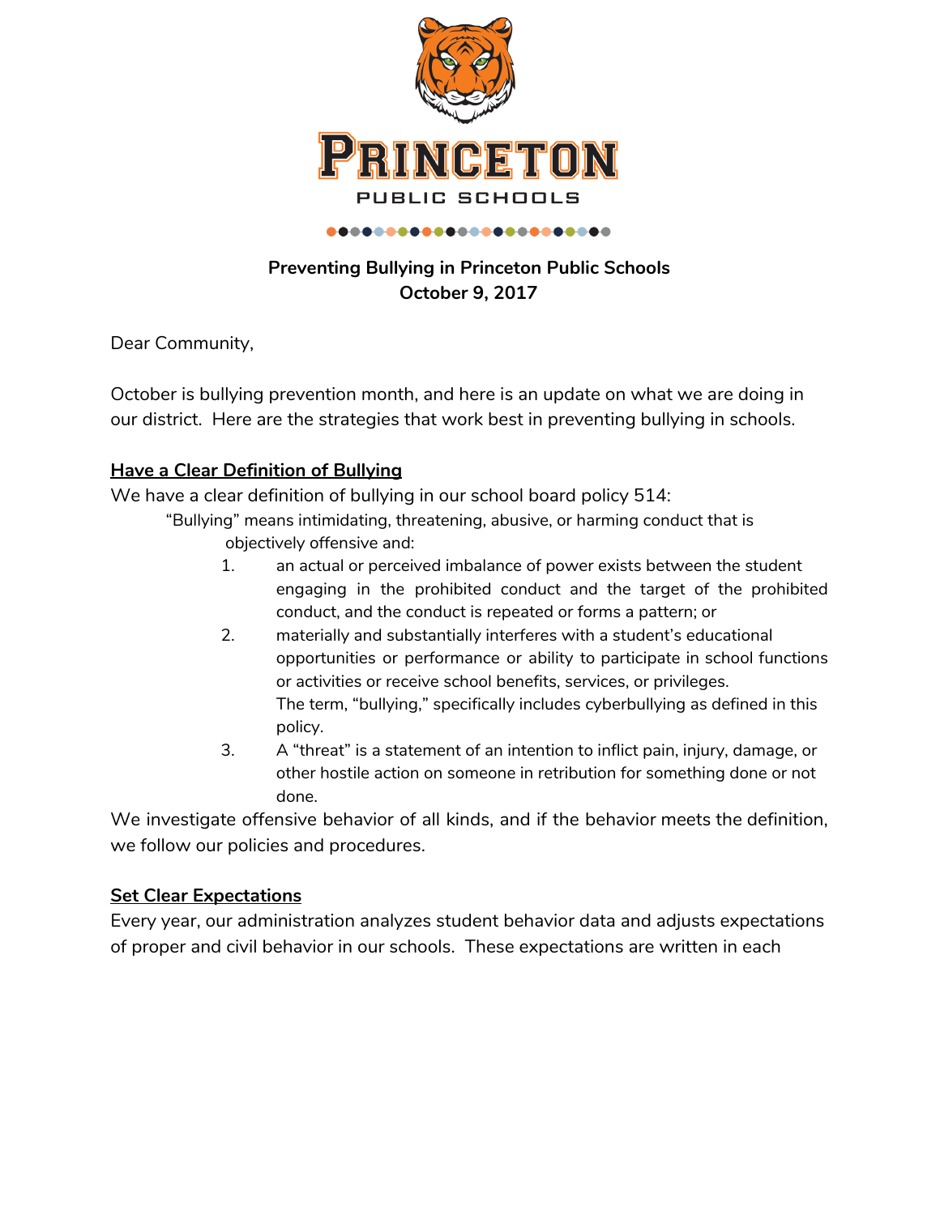PRINCETON

PUBLIC SCHOOLS

**Preventing Bullying in Princeton Public Schools**
**October 9, 2017**

Dear Community,

October is bullying prevention month, and here is an update on what we are doing in our district. Here are the strategies that work best in preventing bullying in schools.

## Have a Clear Definition of Bullying

We have a clear definition of bullying in our school board policy 514:

> "Bullying" means intimidating, threatening, abusive, or harming conduct that is objectively offensive and:
>
> 1. an actual or perceived imbalance of power exists between the student engaging in the prohibited conduct and the target of the prohibited conduct, and the conduct is repeated or forms a pattern; or
> 2. materially and substantially interferes with a student's educational opportunities or performance or ability to participate in school functions or activities or receive school benefits, services, or privileges.
>    The term, "bullying," specifically includes cyberbullying as defined in this policy.
> 3. A "threat" is a statement of an intention to inflict pain, injury, damage, or other hostile action on someone in retribution for something done or not done.

We investigate offensive behavior of all kinds, and if the behavior meets the definition, we follow our policies and procedures.

## Set Clear Expectations

Every year, our administration analyzes student behavior data and adjusts expectations of proper and civil behavior in our schools. These expectations are written in each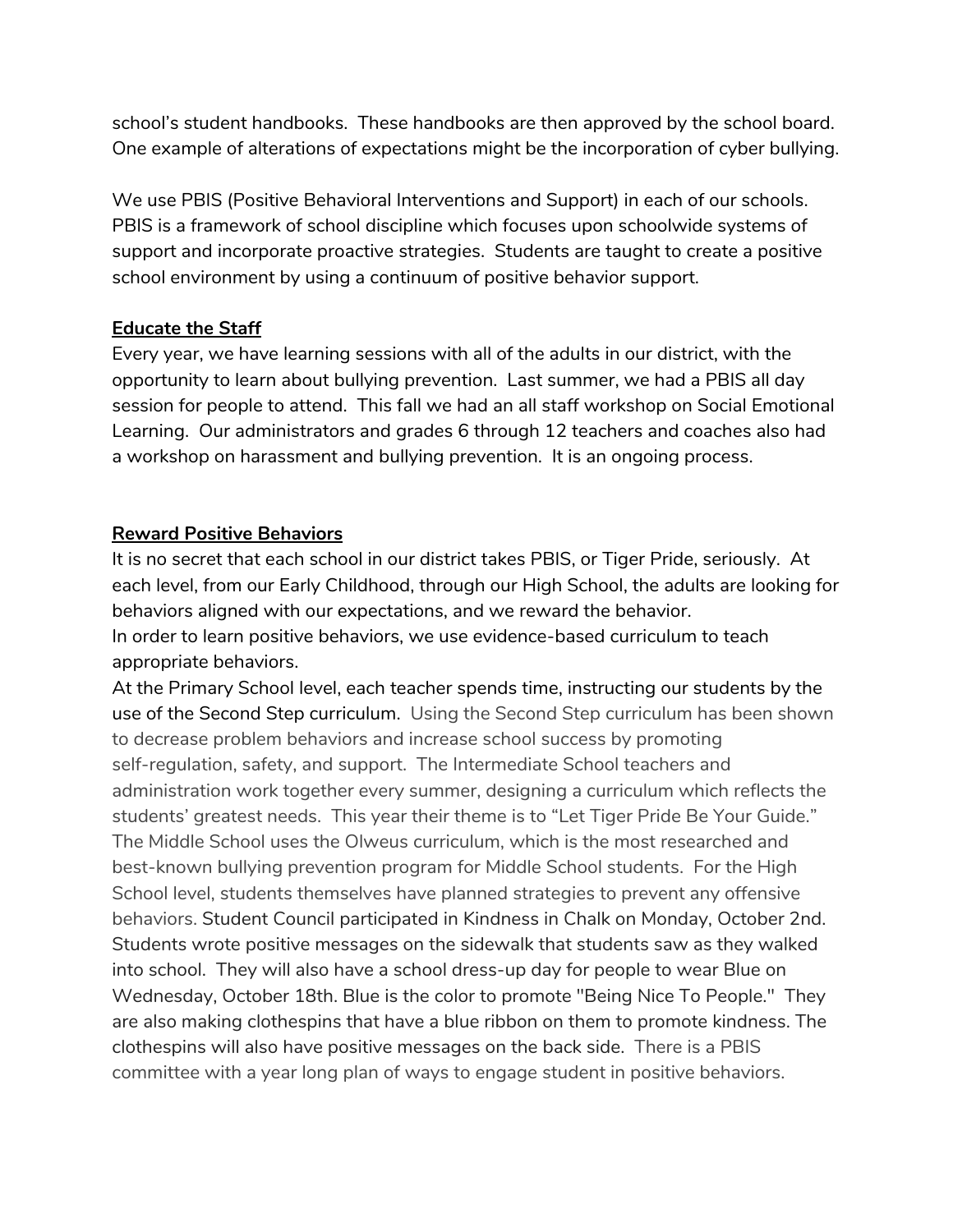school's student handbooks. These handbooks are then approved by the school board. One example of alterations of expectations might be the incorporation of cyber bullying.

We use PBIS (Positive Behavioral Interventions and Support) in each of our schools. PBIS is a framework of school discipline which focuses upon schoolwide systems of support and incorporate proactive strategies. Students are taught to create a positive school environment by using a continuum of positive behavior support.

**Educate the Staff**

Every year, we have learning sessions with all of the adults in our district, with the opportunity to learn about bullying prevention. Last summer, we had a PBIS all day session for people to attend. This fall we had an all staff workshop on Social Emotional Learning. Our administrators and grades 6 through 12 teachers and coaches also had a workshop on harassment and bullying prevention. It is an ongoing process.

**Reward Positive Behaviors**

It is no secret that each school in our district takes PBIS, or Tiger Pride, seriously. At each level, from our Early Childhood, through our High School, the adults are looking for behaviors aligned with our expectations, and we reward the behavior.
In order to learn positive behaviors, we use evidence-based curriculum to teach appropriate behaviors.
At the Primary School level, each teacher spends time, instructing our students by the use of the Second Step curriculum. Using the Second Step curriculum has been shown to decrease problem behaviors and increase school success by promoting self-regulation, safety, and support. The Intermediate School teachers and administration work together every summer, designing a curriculum which reflects the students' greatest needs. This year their theme is to "Let Tiger Pride Be Your Guide." The Middle School uses the Olweus curriculum, which is the most researched and best-known bullying prevention program for Middle School students. For the High School level, students themselves have planned strategies to prevent any offensive behaviors. Student Council participated in Kindness in Chalk on Monday, October 2nd. Students wrote positive messages on the sidewalk that students saw as they walked into school. They will also have a school dress-up day for people to wear Blue on Wednesday, October 18th. Blue is the color to promote "Being Nice To People." They are also making clothespins that have a blue ribbon on them to promote kindness. The clothespins will also have positive messages on the back side. There is a PBIS committee with a year long plan of ways to engage student in positive behaviors.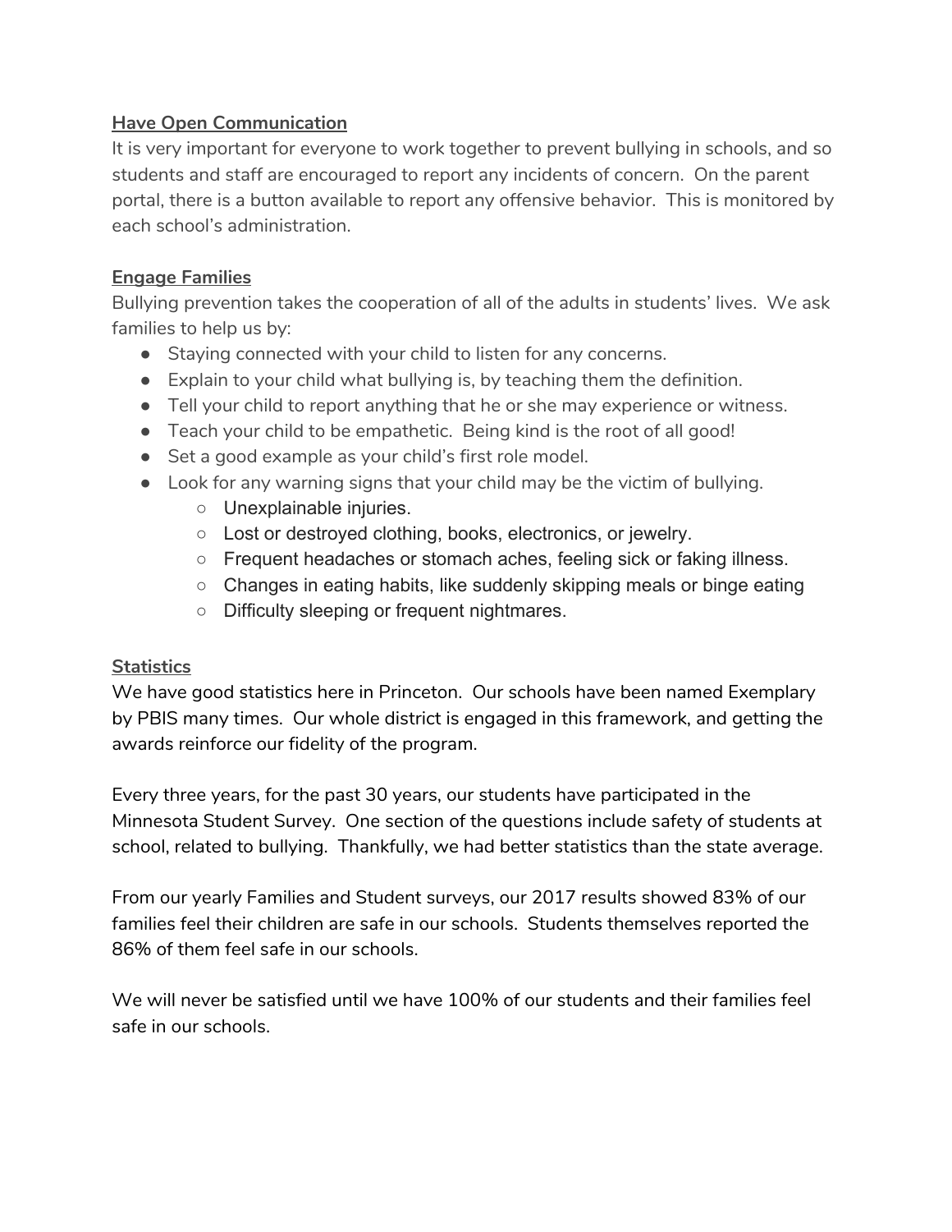## Have Open Communication

It is very important for everyone to work together to prevent bullying in schools, and so students and staff are encouraged to report any incidents of concern.  On the parent portal, there is a button available to report any offensive behavior.  This is monitored by each school's administration.

## Engage Families

Bullying prevention takes the cooperation of all of the adults in students' lives.  We ask families to help us by:

- Staying connected with your child to listen for any concerns.
- Explain to your child what bullying is, by teaching them the definition.
- Tell your child to report anything that he or she may experience or witness.
- Teach your child to be empathetic.  Being kind is the root of all good!
- Set a good example as your child's first role model.
- Look for any warning signs that your child may be the victim of bullying.
    - Unexplainable injuries.
    - Lost or destroyed clothing, books, electronics, or jewelry.
    - Frequent headaches or stomach aches, feeling sick or faking illness.
    - Changes in eating habits, like suddenly skipping meals or binge eating
    - Difficulty sleeping or frequent nightmares.

## Statistics

We have good statistics here in Princeton.  Our schools have been named Exemplary by PBIS many times.  Our whole district is engaged in this framework, and getting the awards reinforce our fidelity of the program.

Every three years, for the past 30 years, our students have participated in the Minnesota Student Survey.  One section of the questions include safety of students at school, related to bullying.  Thankfully, we had better statistics than the state average.

From our yearly Families and Student surveys, our 2017 results showed 83% of our families feel their children are safe in our schools.  Students themselves reported the 86% of them feel safe in our schools.

We will never be satisfied until we have 100% of our students and their families feel safe in our schools.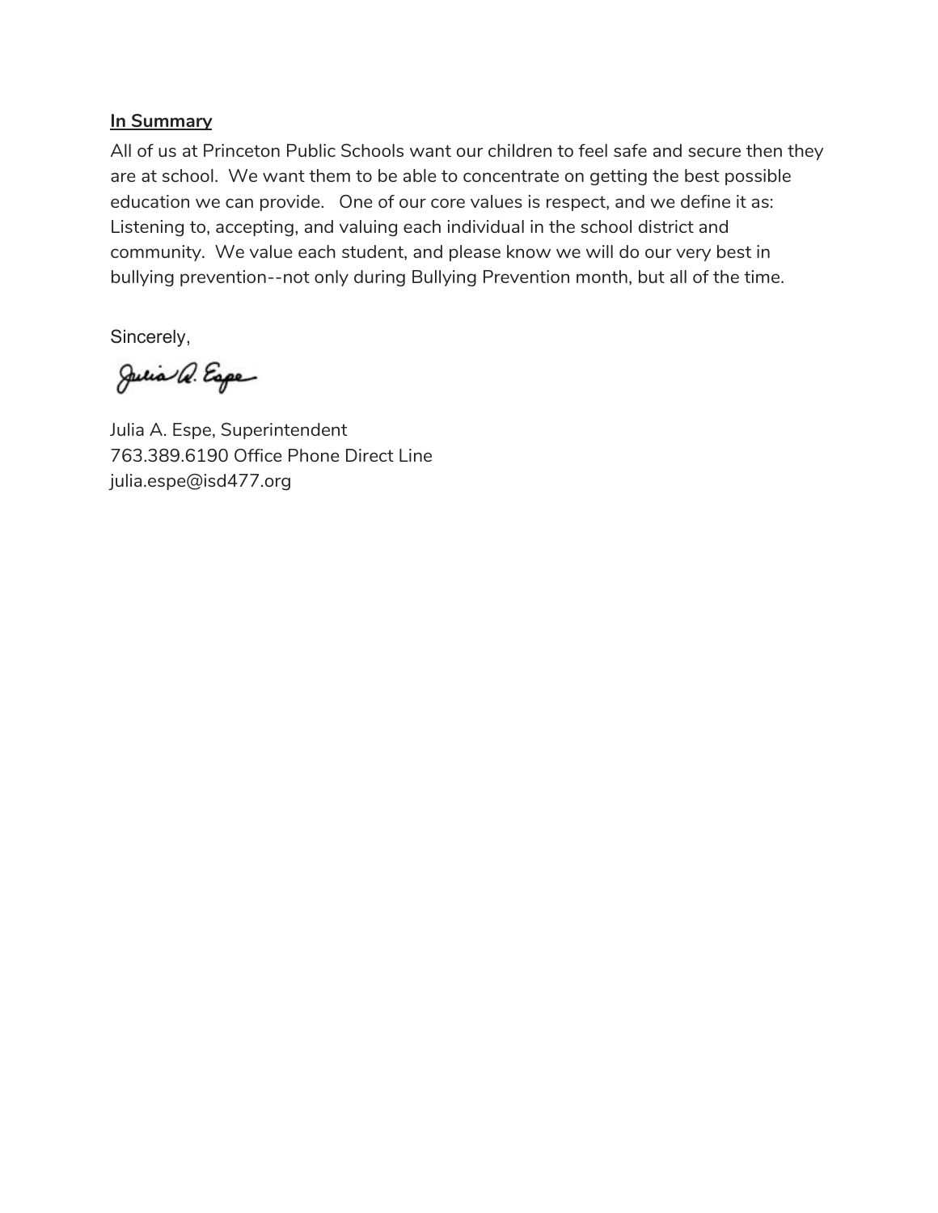**In Summary**

All of us at Princeton Public Schools want our children to feel safe and secure then they are at school. We want them to be able to concentrate on getting the best possible education we can provide. One of our core values is respect, and we define it as: Listening to, accepting, and valuing each individual in the school district and community. We value each student, and please know we will do our very best in bullying prevention--not only during Bullying Prevention month, but all of the time.

Sincerely,

Julia A. Espe

Julia A. Espe, Superintendent
763.389.6190 Office Phone Direct Line
julia.espe@isd477.org